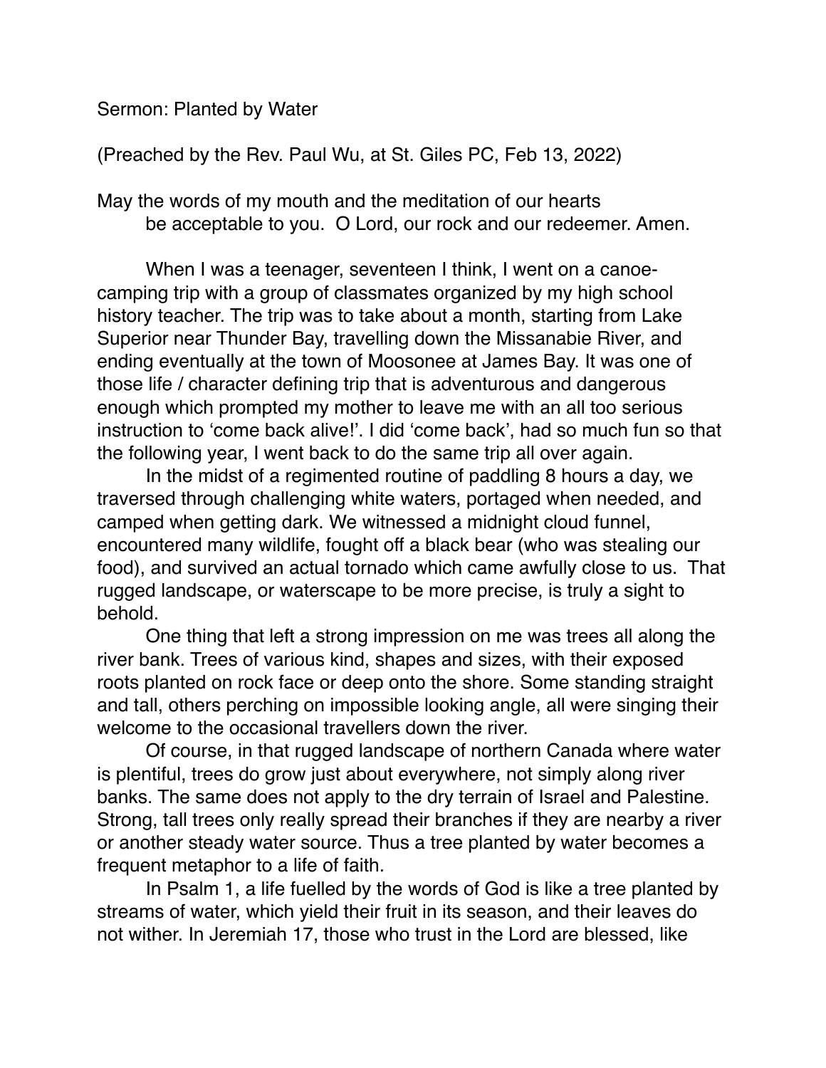Sermon: Planted by Water

(Preached by the Rev. Paul Wu, at St. Giles PC, Feb 13, 2022)

May the words of my mouth and the meditation of our hearts
be acceptable to you.  O Lord, our rock and our redeemer. Amen.

When I was a teenager, seventeen I think, I went on a canoe-camping trip with a group of classmates organized by my high school history teacher. The trip was to take about a month, starting from Lake Superior near Thunder Bay, travelling down the Missanabie River, and ending eventually at the town of Moosonee at James Bay. It was one of those life / character defining trip that is adventurous and dangerous enough which prompted my mother to leave me with an all too serious instruction to 'come back alive!'. I did 'come back', had so much fun so that the following year, I went back to do the same trip all over again.

In the midst of a regimented routine of paddling 8 hours a day, we traversed through challenging white waters, portaged when needed, and camped when getting dark. We witnessed a midnight cloud funnel, encountered many wildlife, fought off a black bear (who was stealing our food), and survived an actual tornado which came awfully close to us.  That rugged landscape, or waterscape to be more precise, is truly a sight to behold.

One thing that left a strong impression on me was trees all along the river bank. Trees of various kind, shapes and sizes, with their exposed roots planted on rock face or deep onto the shore. Some standing straight and tall, others perching on impossible looking angle, all were singing their welcome to the occasional travellers down the river.

Of course, in that rugged landscape of northern Canada where water is plentiful, trees do grow just about everywhere, not simply along river banks. The same does not apply to the dry terrain of Israel and Palestine. Strong, tall trees only really spread their branches if they are nearby a river or another steady water source. Thus a tree planted by water becomes a frequent metaphor to a life of faith.

In Psalm 1, a life fuelled by the words of God is like a tree planted by streams of water, which yield their fruit in its season, and their leaves do not wither. In Jeremiah 17, those who trust in the Lord are blessed, like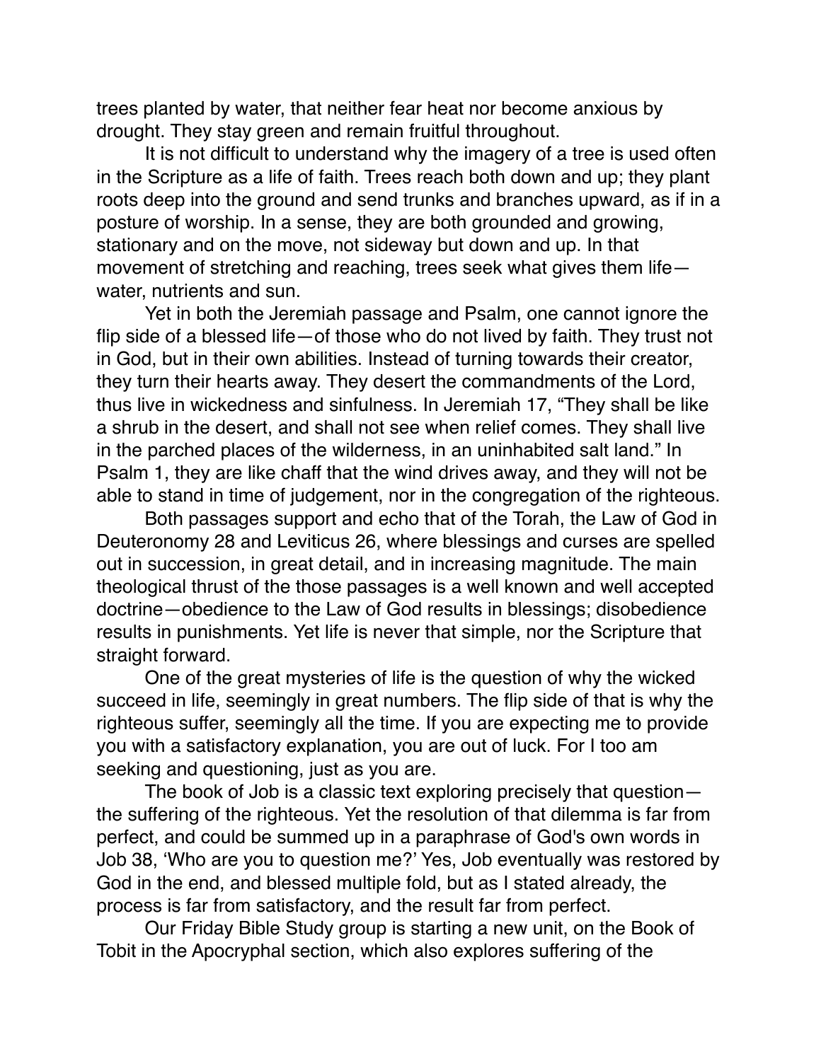trees planted by water, that neither fear heat nor become anxious by drought. They stay green and remain fruitful throughout.

It is not difficult to understand why the imagery of a tree is used often in the Scripture as a life of faith. Trees reach both down and up; they plant roots deep into the ground and send trunks and branches upward, as if in a posture of worship. In a sense, they are both grounded and growing, stationary and on the move, not sideway but down and up. In that movement of stretching and reaching, trees seek what gives them life—water, nutrients and sun.

Yet in both the Jeremiah passage and Psalm, one cannot ignore the flip side of a blessed life—of those who do not lived by faith. They trust not in God, but in their own abilities. Instead of turning towards their creator, they turn their hearts away. They desert the commandments of the Lord, thus live in wickedness and sinfulness. In Jeremiah 17, "They shall be like a shrub in the desert, and shall not see when relief comes. They shall live in the parched places of the wilderness, in an uninhabited salt land." In Psalm 1, they are like chaff that the wind drives away, and they will not be able to stand in time of judgement, nor in the congregation of the righteous.

Both passages support and echo that of the Torah, the Law of God in Deuteronomy 28 and Leviticus 26, where blessings and curses are spelled out in succession, in great detail, and in increasing magnitude. The main theological thrust of the those passages is a well known and well accepted doctrine—obedience to the Law of God results in blessings; disobedience results in punishments. Yet life is never that simple, nor the Scripture that straight forward.

One of the great mysteries of life is the question of why the wicked succeed in life, seemingly in great numbers. The flip side of that is why the righteous suffer, seemingly all the time. If you are expecting me to provide you with a satisfactory explanation, you are out of luck. For I too am seeking and questioning, just as you are.

The book of Job is a classic text exploring precisely that question—the suffering of the righteous. Yet the resolution of that dilemma is far from perfect, and could be summed up in a paraphrase of God's own words in Job 38, 'Who are you to question me?' Yes, Job eventually was restored by God in the end, and blessed multiple fold, but as I stated already, the process is far from satisfactory, and the result far from perfect.

Our Friday Bible Study group is starting a new unit, on the Book of Tobit in the Apocryphal section, which also explores suffering of the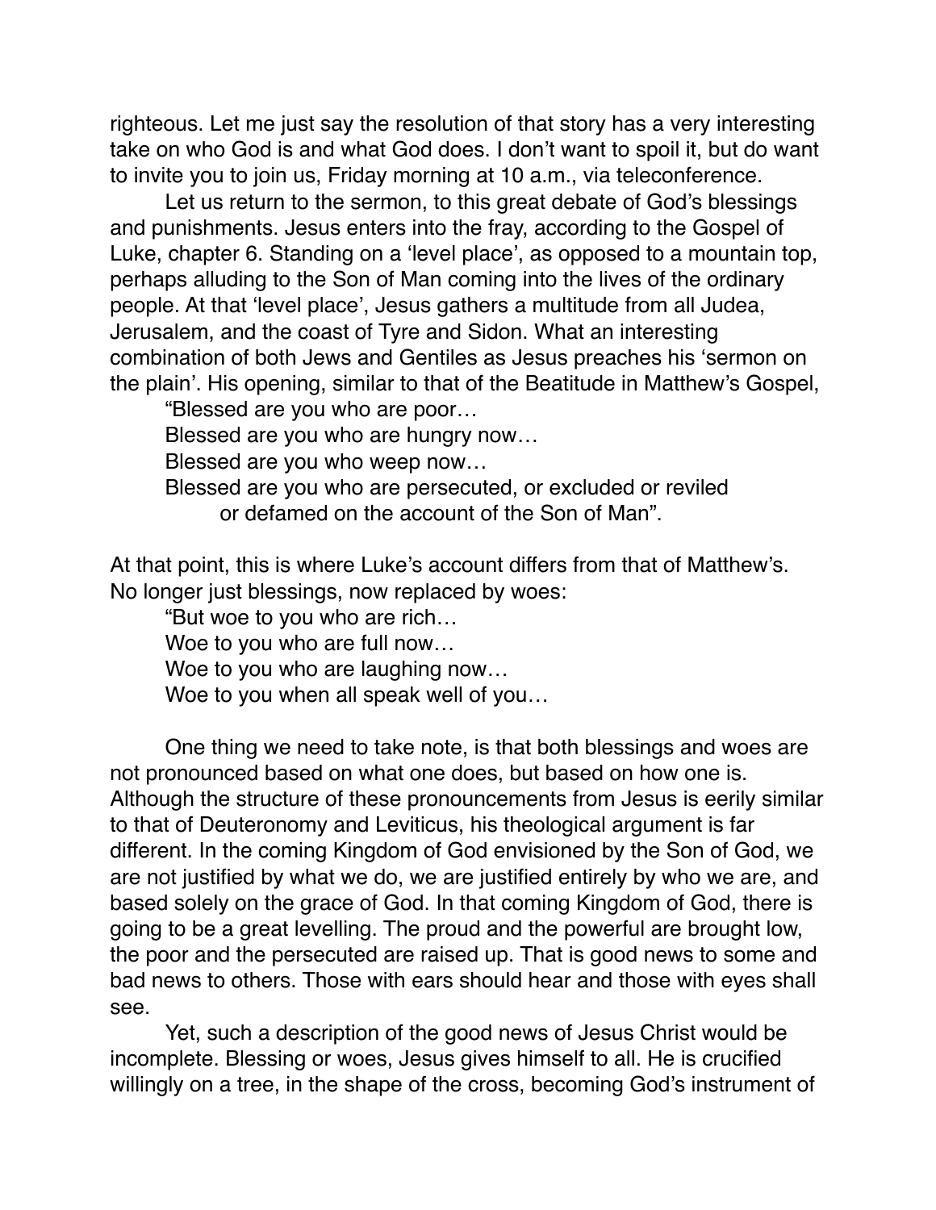righteous. Let me just say the resolution of that story has a very interesting take on who God is and what God does. I don't want to spoil it, but do want to invite you to join us, Friday morning at 10 a.m., via teleconference.

Let us return to the sermon, to this great debate of God's blessings and punishments. Jesus enters into the fray, according to the Gospel of Luke, chapter 6. Standing on a 'level place', as opposed to a mountain top, perhaps alluding to the Son of Man coming into the lives of the ordinary people. At that 'level place', Jesus gathers a multitude from all Judea, Jerusalem, and the coast of Tyre and Sidon. What an interesting combination of both Jews and Gentiles as Jesus preaches his 'sermon on the plain'. His opening, similar to that of the Beatitude in Matthew's Gospel,

> "Blessed are you who are poor…
> Blessed are you who are hungry now…
> Blessed are you who weep now…
> Blessed are you who are persecuted, or excluded or reviled
> or defamed on the account of the Son of Man".

At that point, this is where Luke's account differs from that of Matthew's. No longer just blessings, now replaced by woes:

> "But woe to you who are rich…
> Woe to you who are full now…
> Woe to you who are laughing now…
> Woe to you when all speak well of you…

One thing we need to take note, is that both blessings and woes are not pronounced based on what one does, but based on how one is. Although the structure of these pronouncements from Jesus is eerily similar to that of Deuteronomy and Leviticus, his theological argument is far different. In the coming Kingdom of God envisioned by the Son of God, we are not justified by what we do, we are justified entirely by who we are, and based solely on the grace of God. In that coming Kingdom of God, there is going to be a great levelling. The proud and the powerful are brought low, the poor and the persecuted are raised up. That is good news to some and bad news to others. Those with ears should hear and those with eyes shall see.

Yet, such a description of the good news of Jesus Christ would be incomplete. Blessing or woes, Jesus gives himself to all. He is crucified willingly on a tree, in the shape of the cross, becoming God's instrument of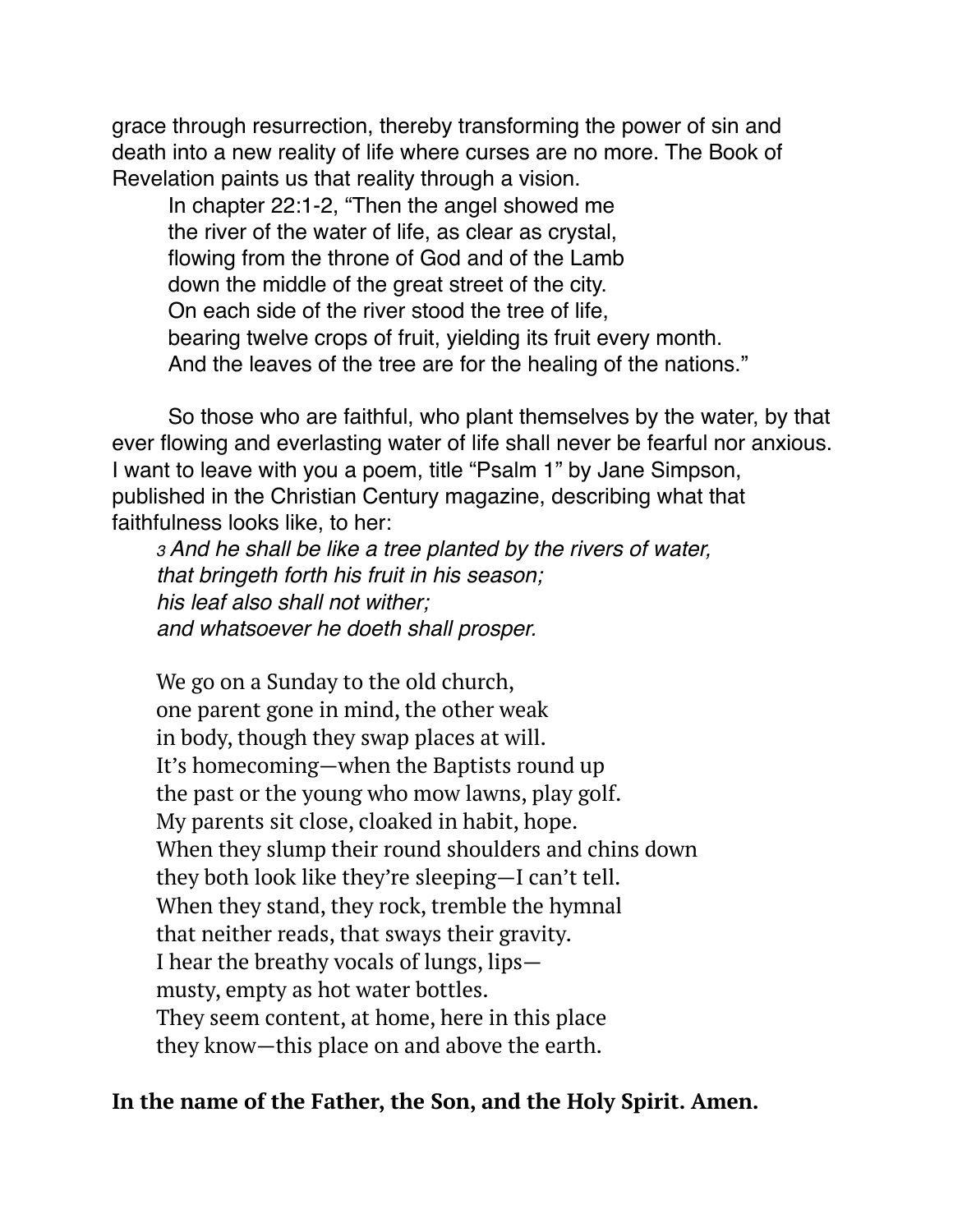grace through resurrection, thereby transforming the power of sin and death into a new reality of life where curses are no more. The Book of Revelation paints us that reality through a vision.

> In chapter 22:1-2, "Then the angel showed me
> the river of the water of life, as clear as crystal,
> flowing from the throne of God and of the Lamb
> down the middle of the great street of the city.
> On each side of the river stood the tree of life,
> bearing twelve crops of fruit, yielding its fruit every month.
> And the leaves of the tree are for the healing of the nations."

So those who are faithful, who plant themselves by the water, by that ever flowing and everlasting water of life shall never be fearful nor anxious. I want to leave with you a poem, title "Psalm 1" by Jane Simpson, published in the Christian Century magazine, describing what that faithfulness looks like, to her:

> *3 And he shall be like a tree planted by the rivers of water,*
> *that bringeth forth his fruit in his season;*
> *his leaf also shall not wither;*
> *and whatsoever he doeth shall prosper.*

> We go on a Sunday to the old church,
> one parent gone in mind, the other weak
> in body, though they swap places at will.
> It's homecoming—when the Baptists round up
> the past or the young who mow lawns, play golf.
> My parents sit close, cloaked in habit, hope.
> When they slump their round shoulders and chins down
> they both look like they're sleeping—I can't tell.
> When they stand, they rock, tremble the hymnal
> that neither reads, that sways their gravity.
> I hear the breathy vocals of lungs, lips—
> musty, empty as hot water bottles.
> They seem content, at home, here in this place
> they know—this place on and above the earth.

**In the name of the Father, the Son, and the Holy Spirit. Amen.**